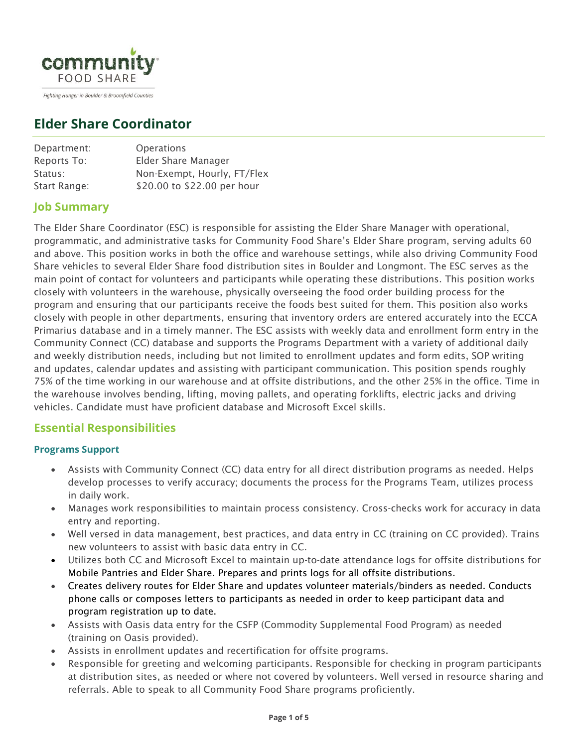community FOOD SHARE

Fighting Hunger in Boulder & Broomfield Counties

# Elder Share Coordinator

| | |
|---|---|
| Department: | Operations |
| Reports To: | Elder Share Manager |
| Status: | Non-Exempt, Hourly, FT/Flex |
| Start Range: | $20.00 to $22.00 per hour |

## Job Summary

The Elder Share Coordinator (ESC) is responsible for assisting the Elder Share Manager with operational, programmatic, and administrative tasks for Community Food Share's Elder Share program, serving adults 60 and above. This position works in both the office and warehouse settings, while also driving Community Food Share vehicles to several Elder Share food distribution sites in Boulder and Longmont. The ESC serves as the main point of contact for volunteers and participants while operating these distributions. This position works closely with volunteers in the warehouse, physically overseeing the food order building process for the program and ensuring that our participants receive the foods best suited for them. This position also works closely with people in other departments, ensuring that inventory orders are entered accurately into the ECCA Primarius database and in a timely manner. The ESC assists with weekly data and enrollment form entry in the Community Connect (CC) database and supports the Programs Department with a variety of additional daily and weekly distribution needs, including but not limited to enrollment updates and form edits, SOP writing and updates, calendar updates and assisting with participant communication. This position spends roughly 75% of the time working in our warehouse and at offsite distributions, and the other 25% in the office. Time in the warehouse involves bending, lifting, moving pallets, and operating forklifts, electric jacks and driving vehicles. Candidate must have proficient database and Microsoft Excel skills.

## Essential Responsibilities

### Programs Support

- Assists with Community Connect (CC) data entry for all direct distribution programs as needed. Helps develop processes to verify accuracy; documents the process for the Programs Team, utilizes process in daily work.
- Manages work responsibilities to maintain process consistency. Cross-checks work for accuracy in data entry and reporting.
- Well versed in data management, best practices, and data entry in CC (training on CC provided). Trains new volunteers to assist with basic data entry in CC.
- Utilizes both CC and Microsoft Excel to maintain up-to-date attendance logs for offsite distributions for Mobile Pantries and Elder Share. Prepares and prints logs for all offsite distributions.
- Creates delivery routes for Elder Share and updates volunteer materials/binders as needed. Conducts phone calls or composes letters to participants as needed in order to keep participant data and program registration up to date.
- Assists with Oasis data entry for the CSFP (Commodity Supplemental Food Program) as needed (training on Oasis provided).
- Assists in enrollment updates and recertification for offsite programs.
- Responsible for greeting and welcoming participants. Responsible for checking in program participants at distribution sites, as needed or where not covered by volunteers. Well versed in resource sharing and referrals. Able to speak to all Community Food Share programs proficiently.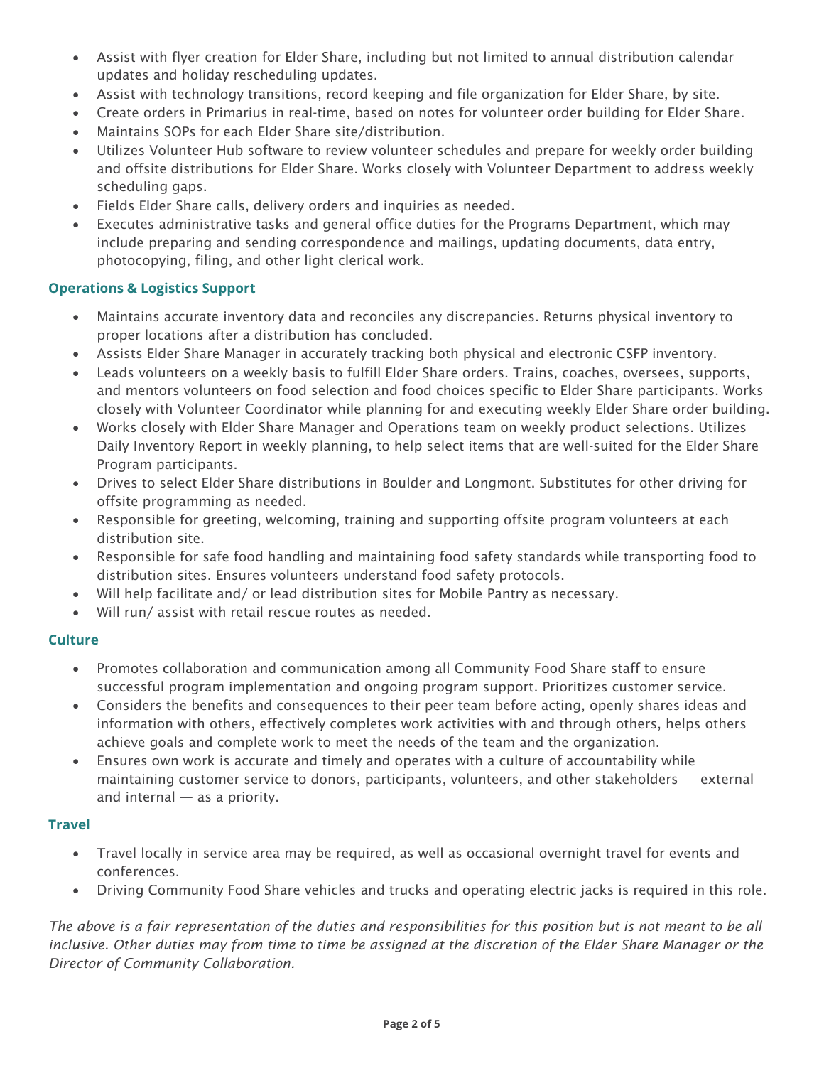- Assist with flyer creation for Elder Share, including but not limited to annual distribution calendar updates and holiday rescheduling updates.
- Assist with technology transitions, record keeping and file organization for Elder Share, by site.
- Create orders in Primarius in real-time, based on notes for volunteer order building for Elder Share.
- Maintains SOPs for each Elder Share site/distribution.
- Utilizes Volunteer Hub software to review volunteer schedules and prepare for weekly order building and offsite distributions for Elder Share. Works closely with Volunteer Department to address weekly scheduling gaps.
- Fields Elder Share calls, delivery orders and inquiries as needed.
- Executes administrative tasks and general office duties for the Programs Department, which may include preparing and sending correspondence and mailings, updating documents, data entry, photocopying, filing, and other light clerical work.

### Operations & Logistics Support

- Maintains accurate inventory data and reconciles any discrepancies. Returns physical inventory to proper locations after a distribution has concluded.
- Assists Elder Share Manager in accurately tracking both physical and electronic CSFP inventory.
- Leads volunteers on a weekly basis to fulfill Elder Share orders. Trains, coaches, oversees, supports, and mentors volunteers on food selection and food choices specific to Elder Share participants. Works closely with Volunteer Coordinator while planning for and executing weekly Elder Share order building.
- Works closely with Elder Share Manager and Operations team on weekly product selections. Utilizes Daily Inventory Report in weekly planning, to help select items that are well-suited for the Elder Share Program participants.
- Drives to select Elder Share distributions in Boulder and Longmont. Substitutes for other driving for offsite programming as needed.
- Responsible for greeting, welcoming, training and supporting offsite program volunteers at each distribution site.
- Responsible for safe food handling and maintaining food safety standards while transporting food to distribution sites. Ensures volunteers understand food safety protocols.
- Will help facilitate and/ or lead distribution sites for Mobile Pantry as necessary.
- Will run/ assist with retail rescue routes as needed.

### Culture

- Promotes collaboration and communication among all Community Food Share staff to ensure successful program implementation and ongoing program support. Prioritizes customer service.
- Considers the benefits and consequences to their peer team before acting, openly shares ideas and information with others, effectively completes work activities with and through others, helps others achieve goals and complete work to meet the needs of the team and the organization.
- Ensures own work is accurate and timely and operates with a culture of accountability while maintaining customer service to donors, participants, volunteers, and other stakeholders — external and internal — as a priority.

### Travel

- Travel locally in service area may be required, as well as occasional overnight travel for events and conferences.
- Driving Community Food Share vehicles and trucks and operating electric jacks is required in this role.

*The above is a fair representation of the duties and responsibilities for this position but is not meant to be all inclusive. Other duties may from time to time be assigned at the discretion of the Elder Share Manager or the Director of Community Collaboration.*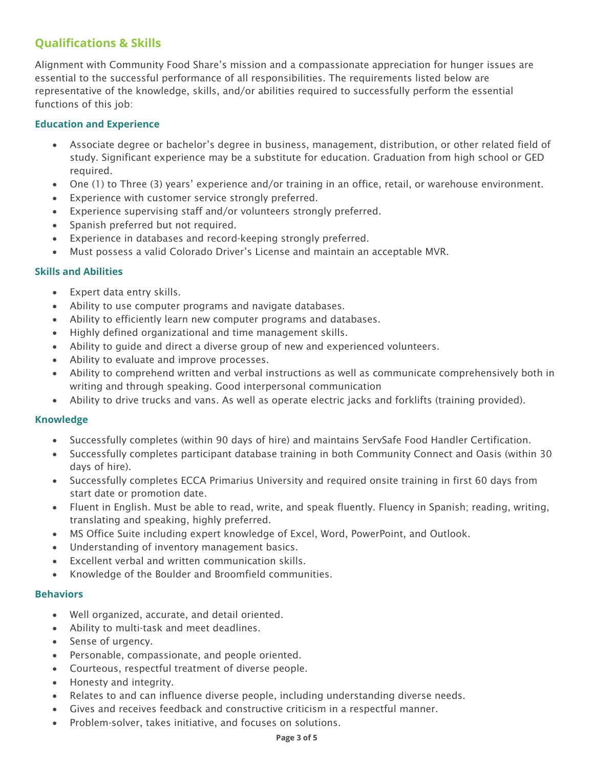## Qualifications & Skills

Alignment with Community Food Share's mission and a compassionate appreciation for hunger issues are essential to the successful performance of all responsibilities. The requirements listed below are representative of the knowledge, skills, and/or abilities required to successfully perform the essential functions of this job:

### Education and Experience

- Associate degree or bachelor's degree in business, management, distribution, or other related field of study. Significant experience may be a substitute for education. Graduation from high school or GED required.
- One (1) to Three (3) years' experience and/or training in an office, retail, or warehouse environment.
- Experience with customer service strongly preferred.
- Experience supervising staff and/or volunteers strongly preferred.
- Spanish preferred but not required.
- Experience in databases and record-keeping strongly preferred.
- Must possess a valid Colorado Driver's License and maintain an acceptable MVR.

### Skills and Abilities

- Expert data entry skills.
- Ability to use computer programs and navigate databases.
- Ability to efficiently learn new computer programs and databases.
- Highly defined organizational and time management skills.
- Ability to guide and direct a diverse group of new and experienced volunteers.
- Ability to evaluate and improve processes.
- Ability to comprehend written and verbal instructions as well as communicate comprehensively both in writing and through speaking. Good interpersonal communication
- Ability to drive trucks and vans. As well as operate electric jacks and forklifts (training provided).

### Knowledge

- Successfully completes (within 90 days of hire) and maintains ServSafe Food Handler Certification.
- Successfully completes participant database training in both Community Connect and Oasis (within 30 days of hire).
- Successfully completes ECCA Primarius University and required onsite training in first 60 days from start date or promotion date.
- Fluent in English. Must be able to read, write, and speak fluently. Fluency in Spanish; reading, writing, translating and speaking, highly preferred.
- MS Office Suite including expert knowledge of Excel, Word, PowerPoint, and Outlook.
- Understanding of inventory management basics.
- Excellent verbal and written communication skills.
- Knowledge of the Boulder and Broomfield communities.

### Behaviors

- Well organized, accurate, and detail oriented.
- Ability to multi-task and meet deadlines.
- Sense of urgency.
- Personable, compassionate, and people oriented.
- Courteous, respectful treatment of diverse people.
- Honesty and integrity.
- Relates to and can influence diverse people, including understanding diverse needs.
- Gives and receives feedback and constructive criticism in a respectful manner.
- Problem-solver, takes initiative, and focuses on solutions.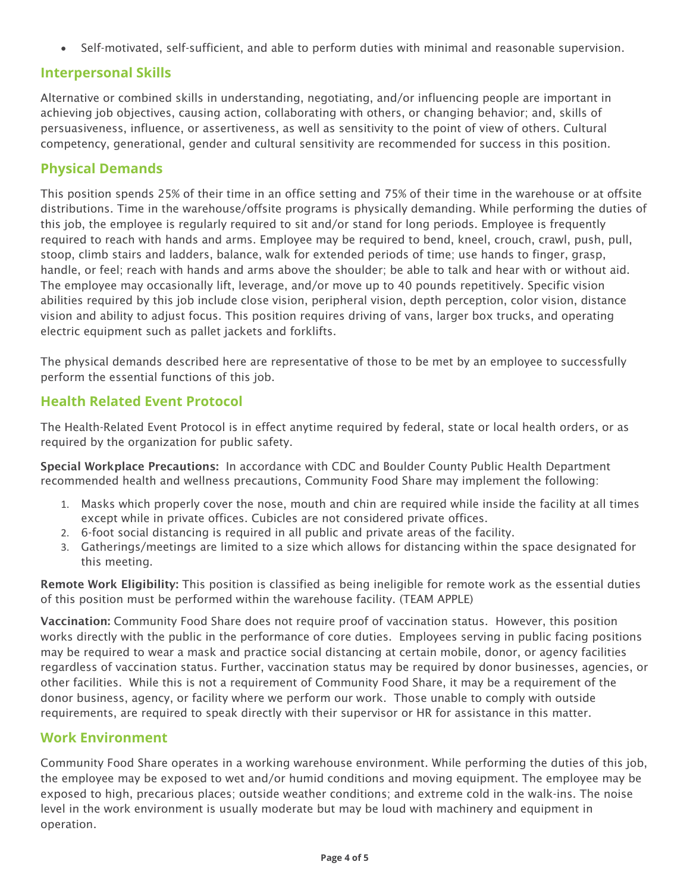- Self-motivated, self-sufficient, and able to perform duties with minimal and reasonable supervision.

## Interpersonal Skills

Alternative or combined skills in understanding, negotiating, and/or influencing people are important in achieving job objectives, causing action, collaborating with others, or changing behavior; and, skills of persuasiveness, influence, or assertiveness, as well as sensitivity to the point of view of others. Cultural competency, generational, gender and cultural sensitivity are recommended for success in this position.

## Physical Demands

This position spends 25% of their time in an office setting and 75% of their time in the warehouse or at offsite distributions. Time in the warehouse/offsite programs is physically demanding. While performing the duties of this job, the employee is regularly required to sit and/or stand for long periods. Employee is frequently required to reach with hands and arms. Employee may be required to bend, kneel, crouch, crawl, push, pull, stoop, climb stairs and ladders, balance, walk for extended periods of time; use hands to finger, grasp, handle, or feel; reach with hands and arms above the shoulder; be able to talk and hear with or without aid. The employee may occasionally lift, leverage, and/or move up to 40 pounds repetitively. Specific vision abilities required by this job include close vision, peripheral vision, depth perception, color vision, distance vision and ability to adjust focus. This position requires driving of vans, larger box trucks, and operating electric equipment such as pallet jackets and forklifts.

The physical demands described here are representative of those to be met by an employee to successfully perform the essential functions of this job.

## Health Related Event Protocol

The Health-Related Event Protocol is in effect anytime required by federal, state or local health orders, or as required by the organization for public safety.

**Special Workplace Precautions:** In accordance with CDC and Boulder County Public Health Department recommended health and wellness precautions, Community Food Share may implement the following:

1. Masks which properly cover the nose, mouth and chin are required while inside the facility at all times except while in private offices. Cubicles are not considered private offices.
2. 6-foot social distancing is required in all public and private areas of the facility.
3. Gatherings/meetings are limited to a size which allows for distancing within the space designated for this meeting.

**Remote Work Eligibility:** This position is classified as being ineligible for remote work as the essential duties of this position must be performed within the warehouse facility. (TEAM APPLE)

**Vaccination:** Community Food Share does not require proof of vaccination status. However, this position works directly with the public in the performance of core duties. Employees serving in public facing positions may be required to wear a mask and practice social distancing at certain mobile, donor, or agency facilities regardless of vaccination status. Further, vaccination status may be required by donor businesses, agencies, or other facilities. While this is not a requirement of Community Food Share, it may be a requirement of the donor business, agency, or facility where we perform our work. Those unable to comply with outside requirements, are required to speak directly with their supervisor or HR for assistance in this matter.

## Work Environment

Community Food Share operates in a working warehouse environment. While performing the duties of this job, the employee may be exposed to wet and/or humid conditions and moving equipment. The employee may be exposed to high, precarious places; outside weather conditions; and extreme cold in the walk-ins. The noise level in the work environment is usually moderate but may be loud with machinery and equipment in operation.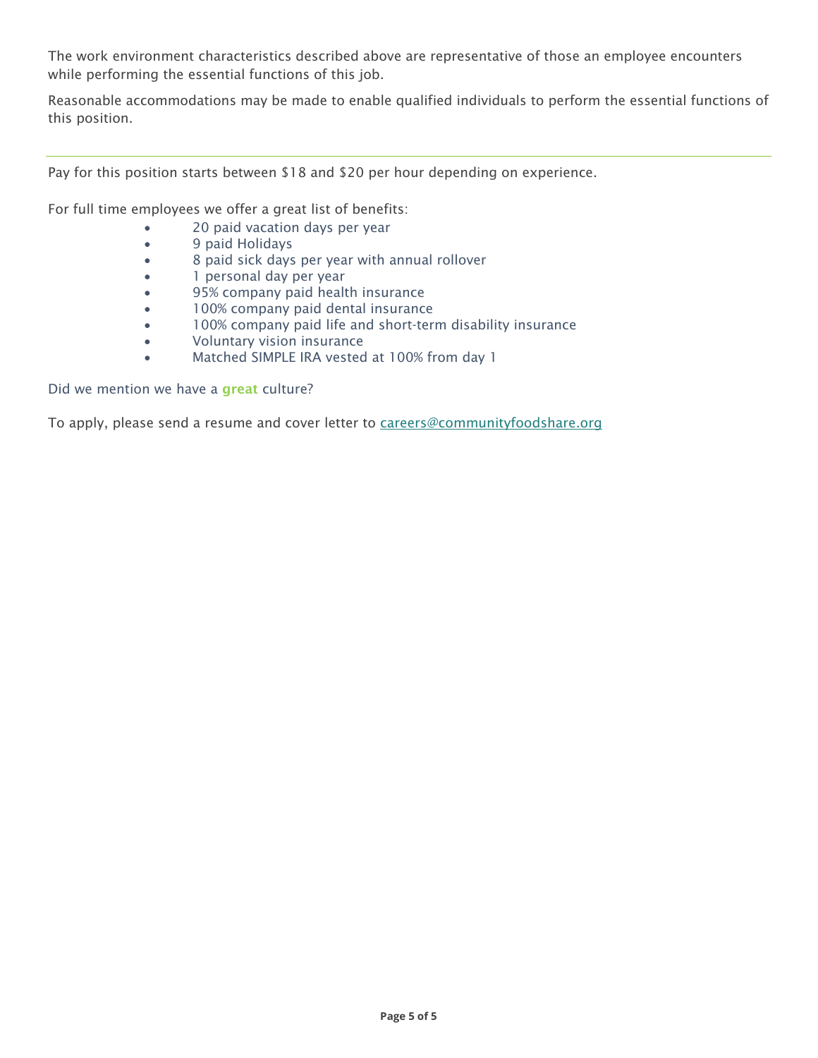The work environment characteristics described above are representative of those an employee encounters while performing the essential functions of this job.

Reasonable accommodations may be made to enable qualified individuals to perform the essential functions of this position.

---

Pay for this position starts between $18 and $20 per hour depending on experience.

For full time employees we offer a great list of benefits:

- 20 paid vacation days per year
- 9 paid Holidays
- 8 paid sick days per year with annual rollover
- 1 personal day per year
- 95% company paid health insurance
- 100% company paid dental insurance
- 100% company paid life and short-term disability insurance
- Voluntary vision insurance
- Matched SIMPLE IRA vested at 100% from day 1

Did we mention we have a **great** culture?

To apply, please send a resume and cover letter to careers@communityfoodshare.org